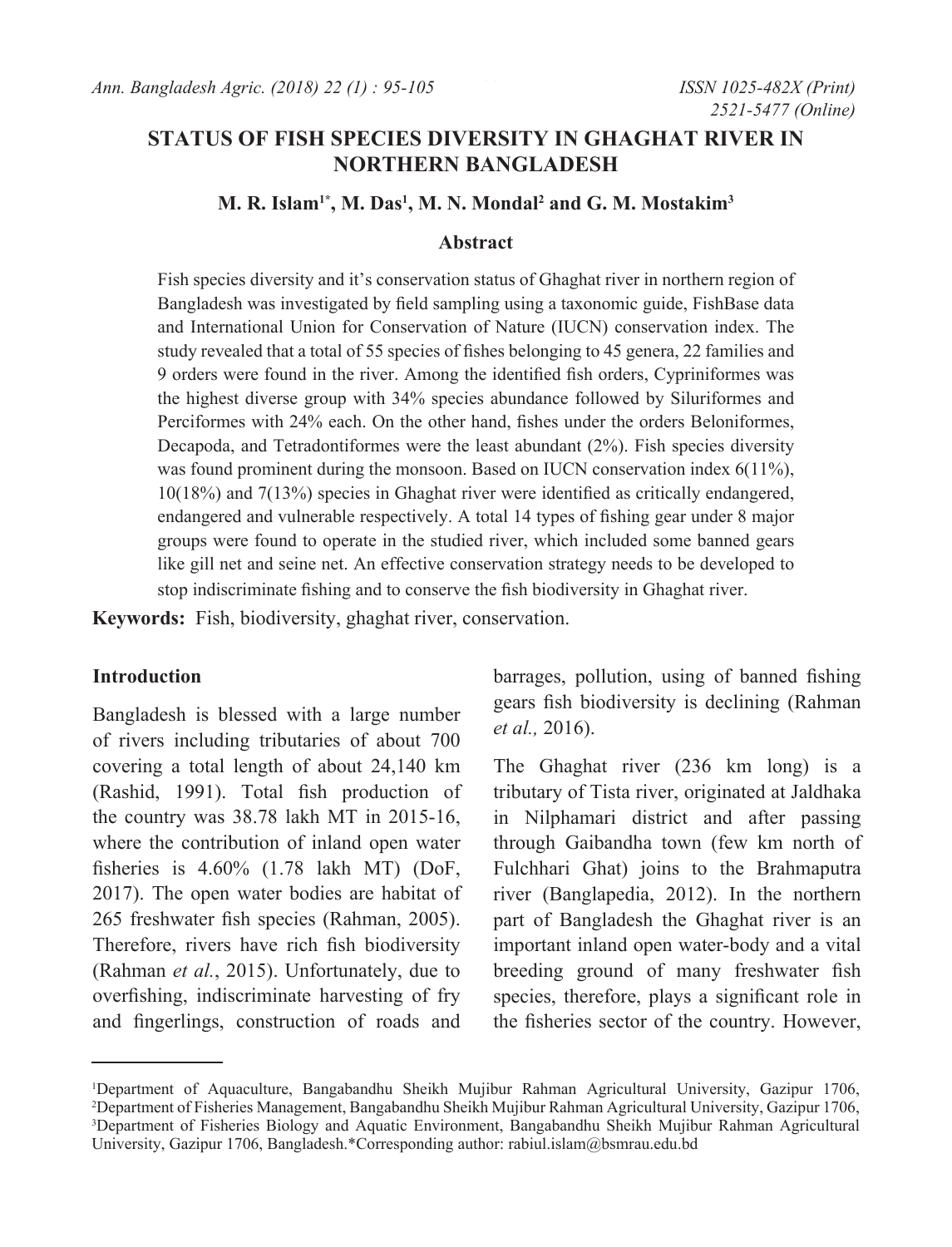# STATUS OF FISH SPECIES DIVERSITY IN GHAGHAT RIVER IN NORTHERN BANGLADESH

**M. R. Islam[1*], M. Das[1], M. N. Mondal[2] and G. M. Mostakim[3]**

## Abstract

Fish species diversity and it's conservation status of Ghaghat river in northern region of Bangladesh was investigated by field sampling using a taxonomic guide, FishBase data and International Union for Conservation of Nature (IUCN) conservation index. The study revealed that a total of 55 species of fishes belonging to 45 genera, 22 families and 9 orders were found in the river. Among the identified fish orders, Cypriniformes was the highest diverse group with 34% species abundance followed by Siluriformes and Perciformes with 24% each. On the other hand, fishes under the orders Beloniformes, Decapoda, and Tetradontiformes were the least abundant (2%). Fish species diversity was found prominent during the monsoon. Based on IUCN conservation index 6(11%), 10(18%) and 7(13%) species in Ghaghat river were identified as critically endangered, endangered and vulnerable respectively. A total 14 types of fishing gear under 8 major groups were found to operate in the studied river, which included some banned gears like gill net and seine net. An effective conservation strategy needs to be developed to stop indiscriminate fishing and to conserve the fish biodiversity in Ghaghat river.

**Keywords:** Fish, biodiversity, ghaghat river, conservation.

## Introduction

Bangladesh is blessed with a large number of rivers including tributaries of about 700 covering a total length of about 24,140 km (Rashid, 1991). Total fish production of the country was 38.78 lakh MT in 2015-16, where the contribution of inland open water fisheries is 4.60% (1.78 lakh MT) (DoF, 2017). The open water bodies are habitat of 265 freshwater fish species (Rahman, 2005). Therefore, rivers have rich fish biodiversity (Rahman *et al.*, 2015). Unfortunately, due to overfishing, indiscriminate harvesting of fry and fingerlings, construction of roads and barrages, pollution, using of banned fishing gears fish biodiversity is declining (Rahman *et al.,* 2016).

The Ghaghat river (236 km long) is a tributary of Tista river, originated at Jaldhaka in Nilphamari district and after passing through Gaibandha town (few km north of Fulchhari Ghat) joins to the Brahmaputra river (Banglapedia, 2012). In the northern part of Bangladesh the Ghaghat river is an important inland open water-body and a vital breeding ground of many freshwater fish species, therefore, plays a significant role in the fisheries sector of the country. However,

---

[1]Department of Aquaculture, Bangabandhu Sheikh Mujibur Rahman Agricultural University, Gazipur 1706, [2]Department of Fisheries Management, Bangabandhu Sheikh Mujibur Rahman Agricultural University, Gazipur 1706, [3]Department of Fisheries Biology and Aquatic Environment, Bangabandhu Sheikh Mujibur Rahman Agricultural University, Gazipur 1706, Bangladesh.*Corresponding author: rabiul.islam@bsmrau.edu.bd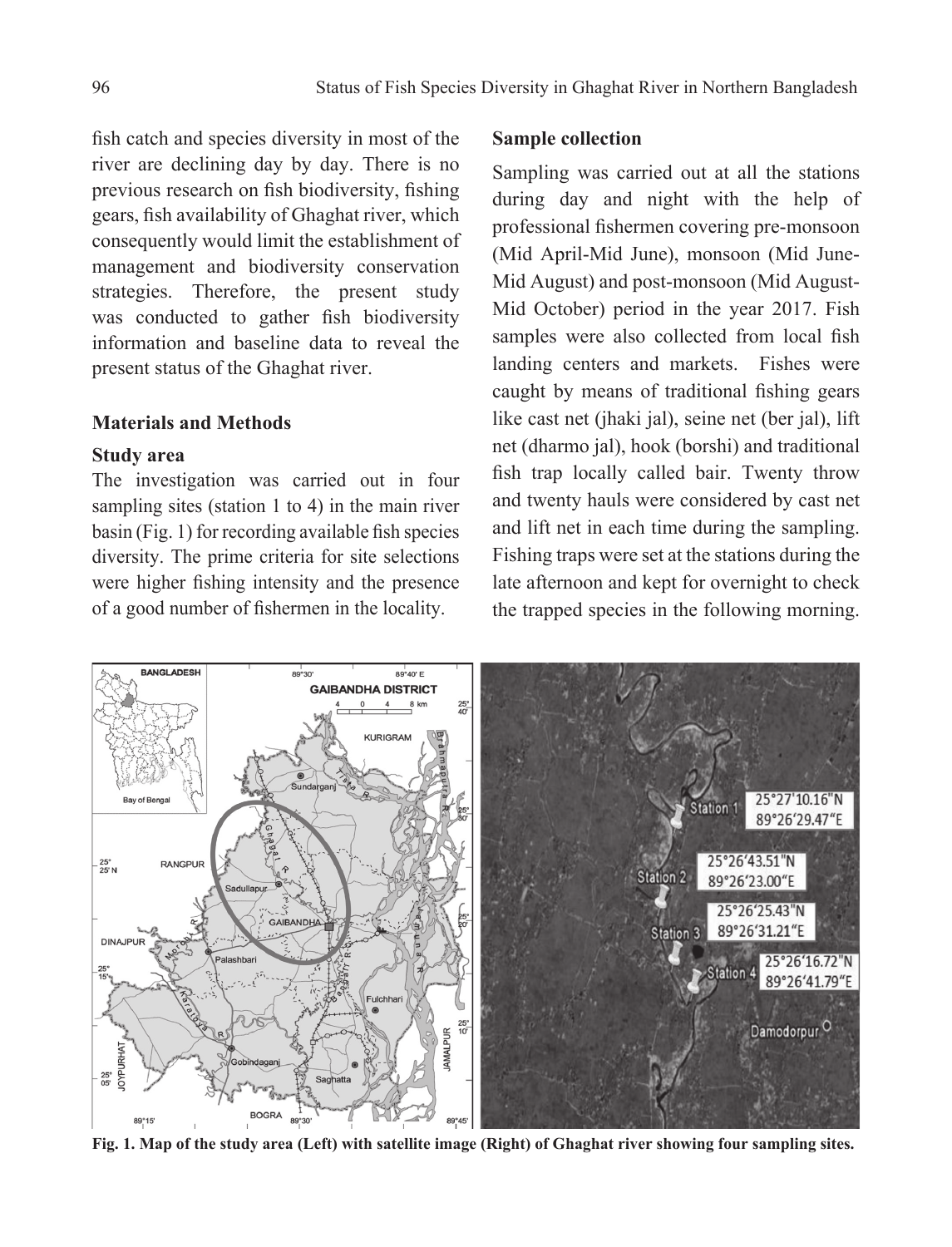fish catch and species diversity in most of the river are declining day by day. There is no previous research on fish biodiversity, fishing gears, fish availability of Ghaghat river, which consequently would limit the establishment of management and biodiversity conservation strategies. Therefore, the present study was conducted to gather fish biodiversity information and baseline data to reveal the present status of the Ghaghat river.

## Materials and Methods

### Study area

The investigation was carried out in four sampling sites (station 1 to 4) in the main river basin (Fig. 1) for recording available fish species diversity. The prime criteria for site selections were higher fishing intensity and the presence of a good number of fishermen in the locality.

### Sample collection

Sampling was carried out at all the stations during day and night with the help of professional fishermen covering pre-monsoon (Mid April-Mid June), monsoon (Mid June-Mid August) and post-monsoon (Mid August-Mid October) period in the year 2017. Fish samples were also collected from local fish landing centers and markets. Fishes were caught by means of traditional fishing gears like cast net (jhaki jal), seine net (ber jal), lift net (dharmo jal), hook (borshi) and traditional fish trap locally called bair. Twenty throw and twenty hauls were considered by cast net and lift net in each time during the sampling. Fishing traps were set at the stations during the late afternoon and kept for overnight to check the trapped species in the following morning.

**Fig. 1. Map of the study area (Left) with satellite image (Right) of Ghaghat river showing four sampling sites.**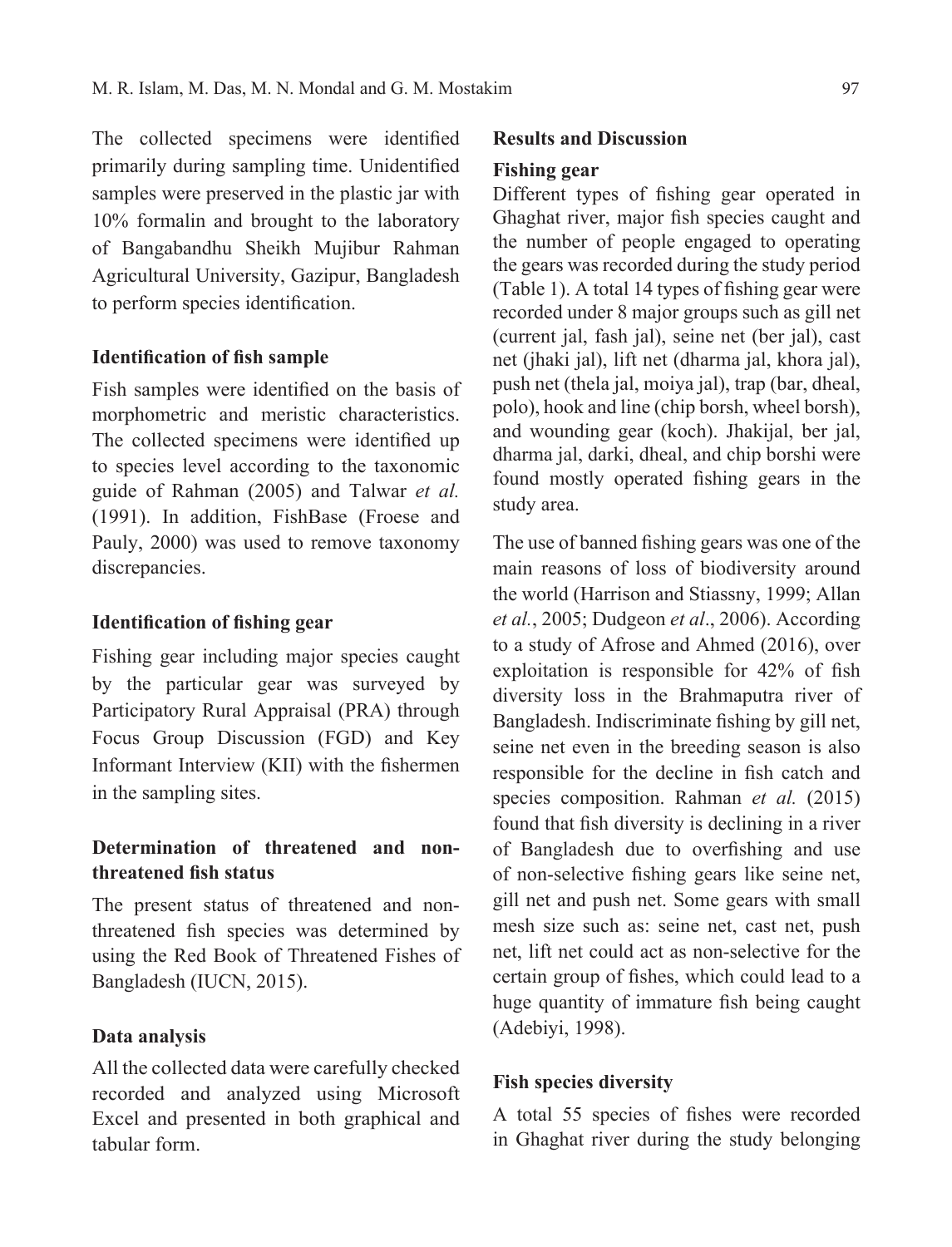The collected specimens were identified primarily during sampling time. Unidentified samples were preserved in the plastic jar with 10% formalin and brought to the laboratory of Bangabandhu Sheikh Mujibur Rahman Agricultural University, Gazipur, Bangladesh to perform species identification.

### Identification of fish sample

Fish samples were identified on the basis of morphometric and meristic characteristics. The collected specimens were identified up to species level according to the taxonomic guide of Rahman (2005) and Talwar *et al.* (1991). In addition, FishBase (Froese and Pauly, 2000) was used to remove taxonomy discrepancies.

### Identification of fishing gear

Fishing gear including major species caught by the particular gear was surveyed by Participatory Rural Appraisal (PRA) through Focus Group Discussion (FGD) and Key Informant Interview (KII) with the fishermen in the sampling sites.

### Determination of threatened and non-threatened fish status

The present status of threatened and non-threatened fish species was determined by using the Red Book of Threatened Fishes of Bangladesh (IUCN, 2015).

### Data analysis

All the collected data were carefully checked recorded and analyzed using Microsoft Excel and presented in both graphical and tabular form.

## Results and Discussion

### Fishing gear

Different types of fishing gear operated in Ghaghat river, major fish species caught and the number of people engaged to operating the gears was recorded during the study period (Table 1). A total 14 types of fishing gear were recorded under 8 major groups such as gill net (current jal, fash jal), seine net (ber jal), cast net (jhaki jal), lift net (dharma jal, khora jal), push net (thela jal, moiya jal), trap (bar, dheal, polo), hook and line (chip borsh, wheel borsh), and wounding gear (koch). Jhakijal, ber jal, dharma jal, darki, dheal, and chip borshi were found mostly operated fishing gears in the study area.

The use of banned fishing gears was one of the main reasons of loss of biodiversity around the world (Harrison and Stiassny, 1999; Allan *et al.*, 2005; Dudgeon *et al*., 2006). According to a study of Afrose and Ahmed (2016), over exploitation is responsible for 42% of fish diversity loss in the Brahmaputra river of Bangladesh. Indiscriminate fishing by gill net, seine net even in the breeding season is also responsible for the decline in fish catch and species composition. Rahman *et al.* (2015) found that fish diversity is declining in a river of Bangladesh due to overfishing and use of non-selective fishing gears like seine net, gill net and push net. Some gears with small mesh size such as: seine net, cast net, push net, lift net could act as non-selective for the certain group of fishes, which could lead to a huge quantity of immature fish being caught (Adebiyi, 1998).

### Fish species diversity

A total 55 species of fishes were recorded in Ghaghat river during the study belonging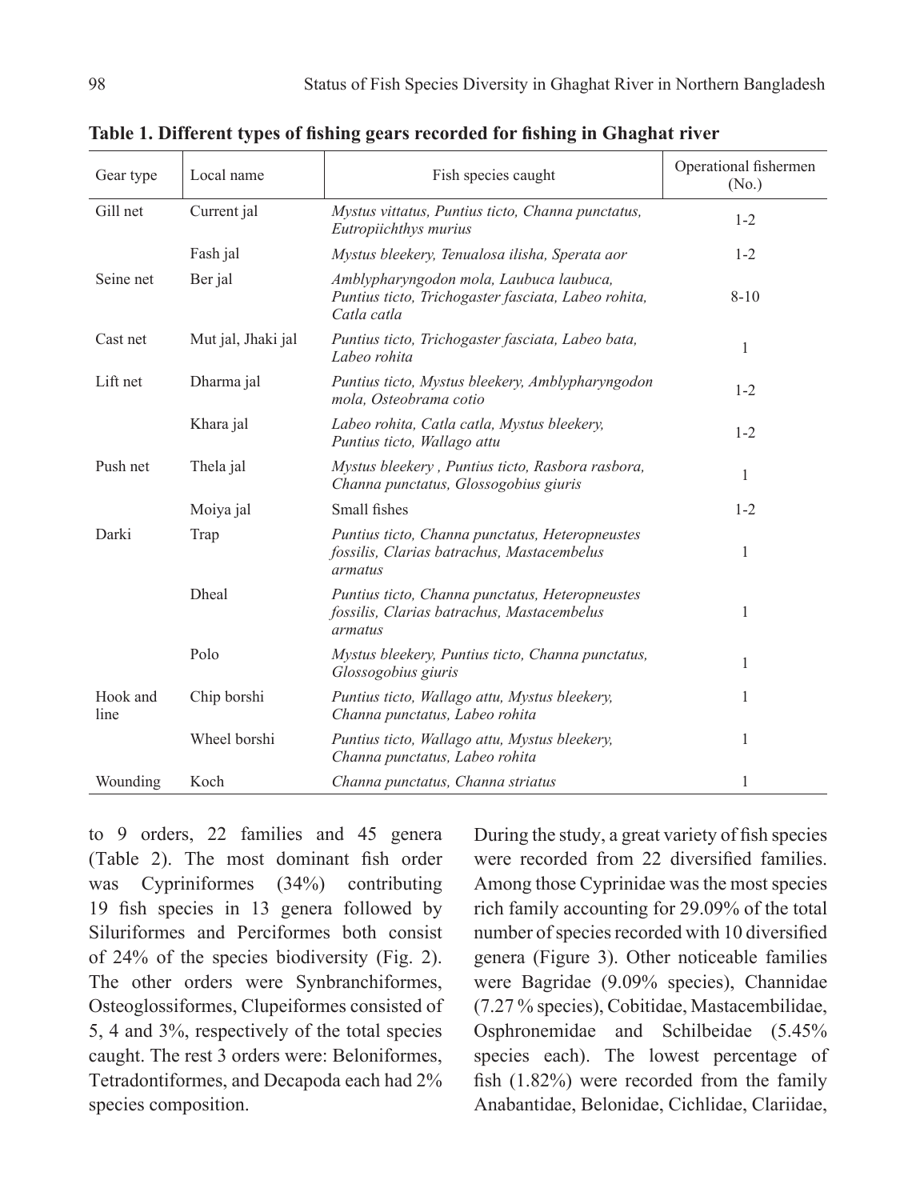**Table 1. Different types of fishing gears recorded for fishing in Ghaghat river**

| Gear type | Local name | Fish species caught | Operational fishermen (No.) |
|---|---|---|---|
| Gill net | Current jal | *Mystus vittatus, Puntius ticto, Channa punctatus, Eutropiichthys murius* | 1-2 |
| | Fash jal | *Mystus bleekery, Tenualosa ilisha, Sperata aor* | 1-2 |
| Seine net | Ber jal | *Amblypharyngodon mola, Laubuca laubuca, Puntius ticto, Trichogaster fasciata, Labeo rohita, Catla catla* | 8-10 |
| Cast net | Mut jal, Jhaki jal | *Puntius ticto, Trichogaster fasciata, Labeo bata, Labeo rohita* | 1 |
| Lift net | Dharma jal | *Puntius ticto, Mystus bleekery, Amblypharyngodon mola, Osteobrama cotio* | 1-2 |
| | Khara jal | *Labeo rohita, Catla catla, Mystus bleekery, Puntius ticto, Wallago attu* | 1-2 |
| Push net | Thela jal | *Mystus bleekery , Puntius ticto, Rasbora rasbora, Channa punctatus, Glossogobius giuris* | 1 |
| | Moiya jal | Small fishes | 1-2 |
| Darki | Trap | *Puntius ticto, Channa punctatus, Heteropneustes fossilis, Clarias batrachus, Mastacembelus armatus* | 1 |
| | Dheal | *Puntius ticto, Channa punctatus, Heteropneustes fossilis, Clarias batrachus, Mastacembelus armatus* | 1 |
| | Polo | *Mystus bleekery, Puntius ticto, Channa punctatus, Glossogobius giuris* | 1 |
| Hook and line | Chip borshi | *Puntius ticto, Wallago attu, Mystus bleekery, Channa punctatus, Labeo rohita* | 1 |
| | Wheel borshi | *Puntius ticto, Wallago attu, Mystus bleekery, Channa punctatus, Labeo rohita* | 1 |
| Wounding | Koch | *Channa punctatus, Channa striatus* | 1 |

to 9 orders, 22 families and 45 genera (Table 2). The most dominant fish order was Cypriniformes (34%) contributing 19 fish species in 13 genera followed by Siluriformes and Perciformes both consist of 24% of the species biodiversity (Fig. 2). The other orders were Synbranchiformes, Osteoglossiformes, Clupeiformes consisted of 5, 4 and 3%, respectively of the total species caught. The rest 3 orders were: Beloniformes, Tetradontiformes, and Decapoda each had 2% species composition.

During the study, a great variety of fish species were recorded from 22 diversified families. Among those Cyprinidae was the most species rich family accounting for 29.09% of the total number of species recorded with 10 diversified genera (Figure 3). Other noticeable families were Bagridae (9.09% species), Channidae (7.27 % species), Cobitidae, Mastacembilidae, Osphronemidae and Schilbeidae (5.45% species each). The lowest percentage of fish (1.82%) were recorded from the family Anabantidae, Belonidae, Cichlidae, Clariidae,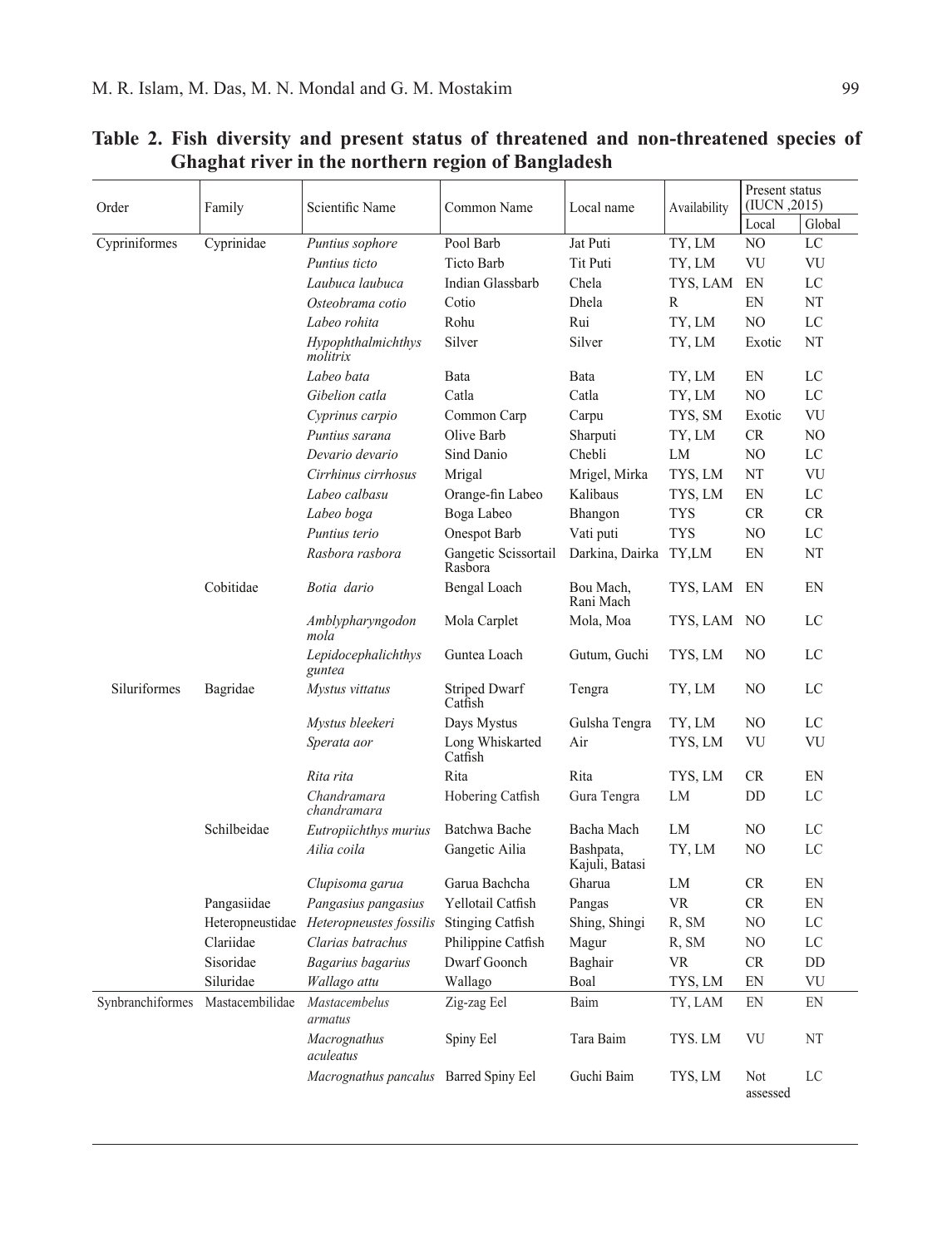**Table 2. Fish diversity and present status of threatened and non-threatened species of Ghaghat river in the northern region of Bangladesh**

| Order | Family | Scientific Name | Common Name | Local name | Availability | Present status (IUCN ,2015) | |
|---|---|---|---|---|---|---|---|
| | | | | | | Local | Global |
| Cypriniformes | Cyprinidae | *Puntius sophore* | Pool Barb | Jat Puti | TY, LM | NO | LC |
| | | *Puntius ticto* | Ticto Barb | Tit Puti | TY, LM | VU | VU |
| | | *Laubuca laubuca* | Indian Glassbarb | Chela | TYS, LAM | EN | LC |
| | | *Osteobrama cotio* | Cotio | Dhela | R | EN | NT |
| | | *Labeo rohita* | Rohu | Rui | TY, LM | NO | LC |
| | | *Hypophthalmichthys molitrix* | Silver | Silver | TY, LM | Exotic | NT |
| | | *Labeo bata* | Bata | Bata | TY, LM | EN | LC |
| | | *Gibelion catla* | Catla | Catla | TY, LM | NO | LC |
| | | *Cyprinus carpio* | Common Carp | Carpu | TYS, SM | Exotic | VU |
| | | *Puntius sarana* | Olive Barb | Sharputi | TY, LM | CR | NO |
| | | *Devario devario* | Sind Danio | Chebli | LM | NO | LC |
| | | *Cirrhinus cirrhosus* | Mrigal | Mrigel, Mirka | TYS, LM | NT | VU |
| | | *Labeo calbasu* | Orange-fin Labeo | Kalibaus | TYS, LM | EN | LC |
| | | *Labeo boga* | Boga Labeo | Bhangon | TYS | CR | CR |
| | | *Puntius terio* | Onespot Barb | Vati puti | TYS | NO | LC |
| | | *Rasbora rasbora* | Gangetic Scissortail Rasbora | Darkina, Dairka | TY,LM | EN | NT |
| | Cobitidae | *Botia dario* | Bengal Loach | Bou Mach, Rani Mach | TYS, LAM | EN | EN |
| | | *Amblypharyngodon mola* | Mola Carplet | Mola, Moa | TYS, LAM | NO | LC |
| | | *Lepidocephalichthys guntea* | Guntea Loach | Gutum, Guchi | TYS, LM | NO | LC |
| Siluriformes | Bagridae | *Mystus vittatus* | Striped Dwarf Catfish | Tengra | TY, LM | NO | LC |
| | | *Mystus bleekeri* | Days Mystus | Gulsha Tengra | TY, LM | NO | LC |
| | | *Sperata aor* | Long Whiskarted Catfish | Air | TYS, LM | VU | VU |
| | | *Rita rita* | Rita | Rita | TYS, LM | CR | EN |
| | | *Chandramara chandramara* | Hobering Catfish | Gura Tengra | LM | DD | LC |
| | Schilbeidae | *Eutropiichthys murius* | Batchwa Bache | Bacha Mach | LM | NO | LC |
| | | *Ailia coila* | Gangetic Ailia | Bashpata, Kajuli, Batasi | TY, LM | NO | LC |
| | | *Clupisoma garua* | Garua Bachcha | Gharua | LM | CR | EN |
| | Pangasiidae | *Pangasius pangasius* | Yellotail Catfish | Pangas | VR | CR | EN |
| | Heteropneustidae | *Heteropneustes fossilis* | Stinging Catfish | Shing, Shingi | R, SM | NO | LC |
| | Clariidae | *Clarias batrachus* | Philippine Catfish | Magur | R, SM | NO | LC |
| | Sisoridae | *Bagarius bagarius* | Dwarf Goonch | Baghair | VR | CR | DD |
| | Siluridae | *Wallago attu* | Wallago | Boal | TYS, LM | EN | VU |
| Synbranchiformes | Mastacembilidae | *Mastacembelus armatus* | Zig-zag Eel | Baim | TY, LAM | EN | EN |
| | | *Macrognathus aculeatus* | Spiny Eel | Tara Baim | TYS. LM | VU | NT |
| | | *Macrognathus pancalus* | Barred Spiny Eel | Guchi Baim | TYS, LM | Not assessed | LC |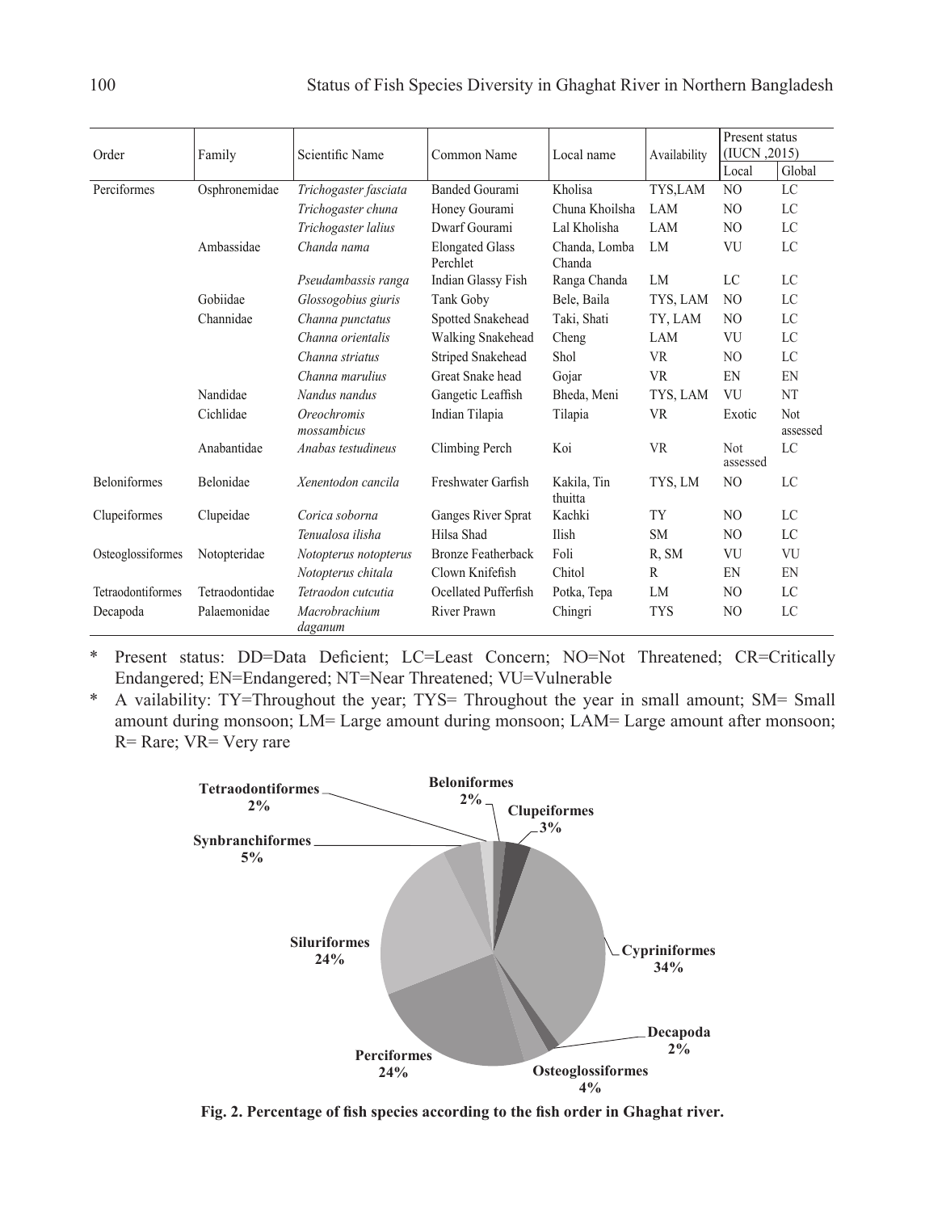| Order | Family | Scientific Name | Common Name | Local name | Availability | Present status (IUCN ,2015) | |
|---|---|---|---|---|---|---|---|
| | | | | | | Local | Global |
| Perciformes | Osphronemidae | *Trichogaster fasciata* | Banded Gourami | Kholisa | TYS,LAM | NO | LC |
| | | *Trichogaster chuna* | Honey Gourami | Chuna Khoilsha | LAM | NO | LC |
| | | *Trichogaster lalius* | Dwarf Gourami | Lal Kholisha | LAM | NO | LC |
| | Ambassidae | *Chanda nama* | Elongated Glass Perchlet | Chanda, Lomba Chanda | LM | VU | LC |
| | | *Pseudambassis ranga* | Indian Glassy Fish | Ranga Chanda | LM | LC | LC |
| | Gobiidae | *Glossogobius giuris* | Tank Goby | Bele, Baila | TYS, LAM | NO | LC |
| | Channidae | *Channa punctatus* | Spotted Snakehead | Taki, Shati | TY, LAM | NO | LC |
| | | *Channa orientalis* | Walking Snakehead | Cheng | LAM | VU | LC |
| | | *Channa striatus* | Striped Snakehead | Shol | VR | NO | LC |
| | | *Channa marulius* | Great Snake head | Gojar | VR | EN | EN |
| | Nandidae | *Nandus nandus* | Gangetic Leaffish | Bheda, Meni | TYS, LAM | VU | NT |
| | Cichlidae | *Oreochromis mossambicus* | Indian Tilapia | Tilapia | VR | Exotic | Not assessed |
| | Anabantidae | *Anabas testudineus* | Climbing Perch | Koi | VR | Not assessed | LC |
| Beloniformes | Belonidae | *Xenentodon cancila* | Freshwater Garfish | Kakila, Tin thuitta | TYS, LM | NO | LC |
| Clupeiformes | Clupeidae | *Corica soborna* | Ganges River Sprat | Kachki | TY | NO | LC |
| | | *Tenualosa ilisha* | Hilsa Shad | Ilish | SM | NO | LC |
| Osteoglossiformes | Notopteridae | *Notopterus notopterus* | Bronze Featherback | Foli | R, SM | VU | VU |
| | | *Notopterus chitala* | Clown Knifefish | Chitol | R | EN | EN |
| Tetraodontiformes | Tetraodontidae | *Tetraodon cutcutia* | Ocellated Pufferfish | Potka, Tepa | LM | NO | LC |
| Decapoda | Palaemonidae | *Macrobrachium daganum* | River Prawn | Chingri | TYS | NO | LC |

\* Present status: DD=Data Deficient; LC=Least Concern; NO=Not Threatened; CR=Critically Endangered; EN=Endangered; NT=Near Threatened; VU=Vulnerable

\* A vailability: TY=Throughout the year; TYS= Throughout the year in small amount; SM= Small amount during monsoon; LM= Large amount during monsoon; LAM= Large amount after monsoon; R= Rare; VR= Very rare

**Fig. 2. Percentage of fish species according to the fish order in Ghaghat river.**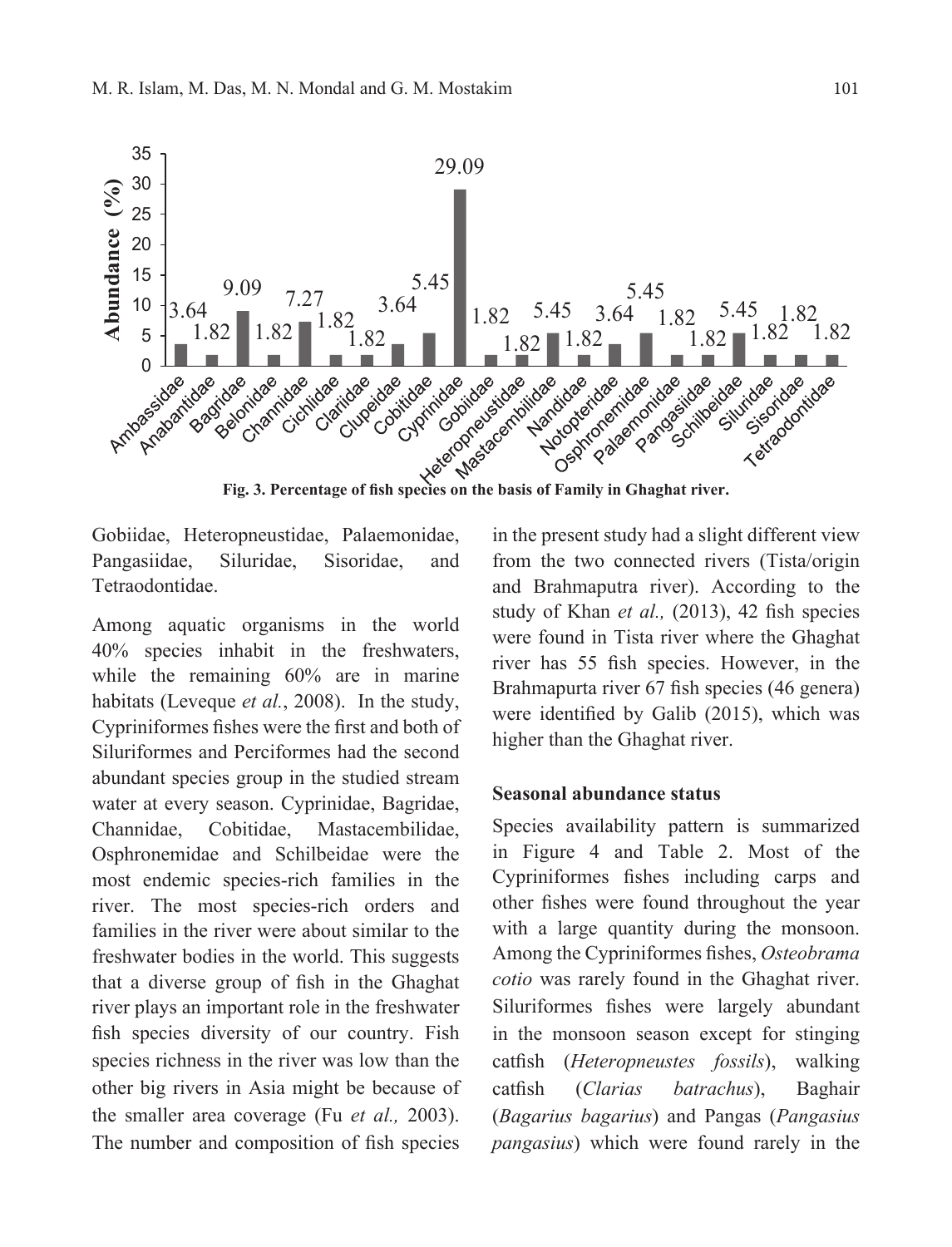Fig. 3. Percentage of fish species on the basis of Family in Ghaghat river.

Gobiidae, Heteropneustidae, Palaemonidae, Pangasiidae, Siluridae, Sisoridae, and Tetraodontidae.

Among aquatic organisms in the world 40% species inhabit in the freshwaters, while the remaining 60% are in marine habitats (Leveque *et al.*, 2008). In the study, Cypriniformes fishes were the first and both of Siluriformes and Perciformes had the second abundant species group in the studied stream water at every season. Cyprinidae, Bagridae, Channidae, Cobitidae, Mastacembilidae, Osphronemidae and Schilbeidae were the most endemic species-rich families in the river. The most species-rich orders and families in the river were about similar to the freshwater bodies in the world. This suggests that a diverse group of fish in the Ghaghat river plays an important role in the freshwater fish species diversity of our country. Fish species richness in the river was low than the other big rivers in Asia might be because of the smaller area coverage (Fu *et al.,* 2003). The number and composition of fish species in the present study had a slight different view from the two connected rivers (Tista/origin and Brahmaputra river). According to the study of Khan *et al.,* (2013), 42 fish species were found in Tista river where the Ghaghat river has 55 fish species. However, in the Brahmapurta river 67 fish species (46 genera) were identified by Galib (2015), which was higher than the Ghaghat river.

**Seasonal abundance status**

Species availability pattern is summarized in Figure 4 and Table 2. Most of the Cypriniformes fishes including carps and other fishes were found throughout the year with a large quantity during the monsoon. Among the Cypriniformes fishes, *Osteobrama cotio* was rarely found in the Ghaghat river. Siluriformes fishes were largely abundant in the monsoon season except for stinging catfish (*Heteropneustes fossils*), walking catfish (*Clarias batrachus*), Baghair (*Bagarius bagarius*) and Pangas (*Pangasius pangasius*) which were found rarely in the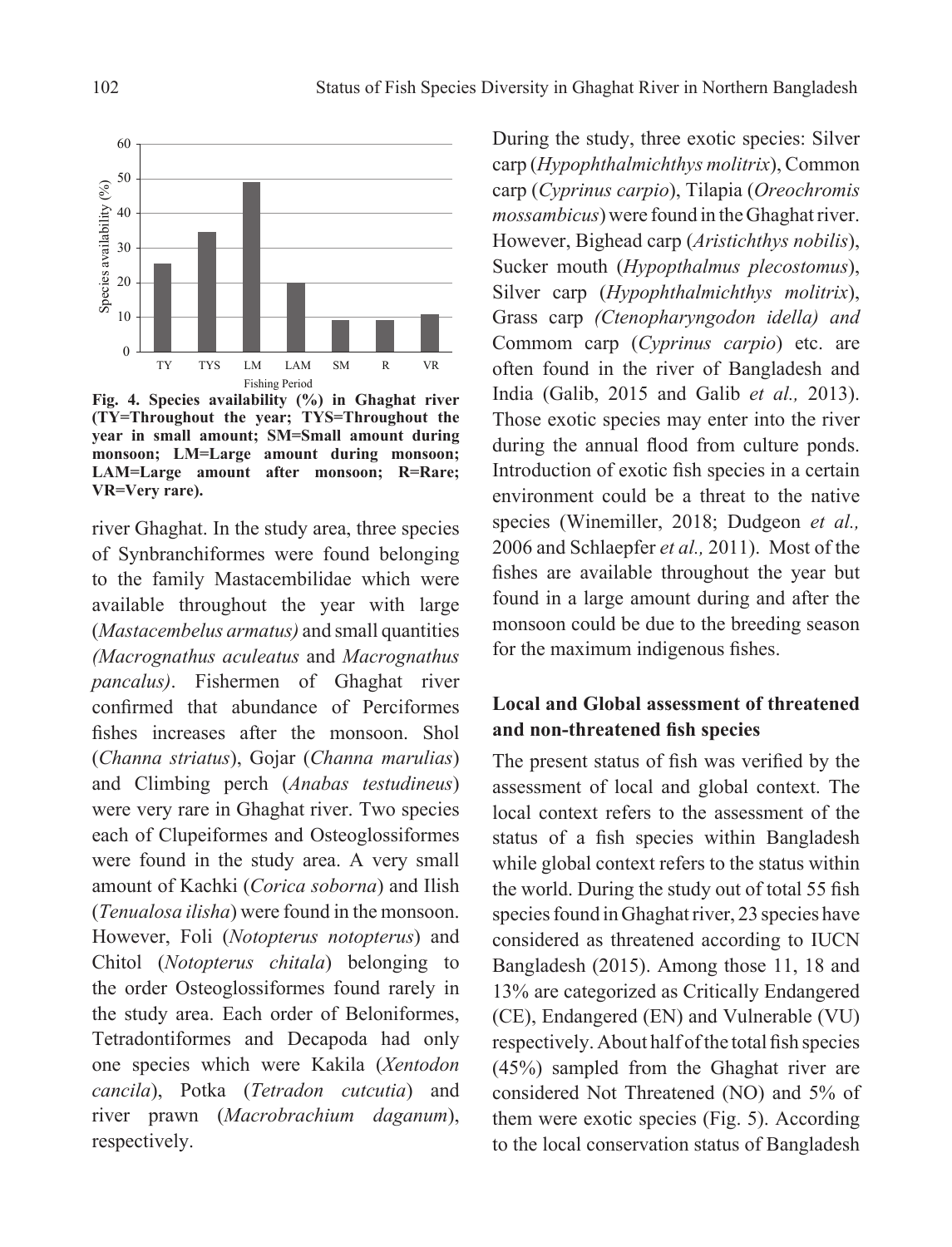Fig. 4. Species availability (%) in Ghaghat river (TY=Throughout the year; TYS=Throughout the year in small amount; SM=Small amount during monsoon; LM=Large amount during monsoon; LAM=Large amount after monsoon; R=Rare; VR=Very rare).

river Ghaghat. In the study area, three species of Synbranchiformes were found belonging to the family Mastacembilidae which were available throughout the year with large (*Mastacembelus armatus)* and small quantities *(Macrognathus aculeatus* and *Macrognathus pancalus)*. Fishermen of Ghaghat river confirmed that abundance of Perciformes fishes increases after the monsoon. Shol (*Channa striatus*), Gojar (*Channa marulias*) and Climbing perch (*Anabas testudineus*) were very rare in Ghaghat river. Two species each of Clupeiformes and Osteoglossiformes were found in the study area. A very small amount of Kachki (*Corica soborna*) and Ilish (*Tenualosa ilisha*) were found in the monsoon. However, Foli (*Notopterus notopterus*) and Chitol (*Notopterus chitala*) belonging to the order Osteoglossiformes found rarely in the study area. Each order of Beloniformes, Tetradontiformes and Decapoda had only one species which were Kakila (*Xentodon cancila*), Potka (*Tetradon cutcutia*) and river prawn (*Macrobrachium daganum*), respectively.

During the study, three exotic species: Silver carp (*Hypophthalmichthys molitrix*), Common carp (*Cyprinus carpio*), Tilapia (*Oreochromis mossambicus*) were found in the Ghaghat river. However, Bighead carp (*Aristichthys nobilis*), Sucker mouth (*Hypopthalmus plecostomus*), Silver carp (*Hypophthalmichthys molitrix*), Grass carp *(Ctenopharyngodon idella) and* Commom carp (*Cyprinus carpio*) etc. are often found in the river of Bangladesh and India (Galib, 2015 and Galib *et al.,* 2013). Those exotic species may enter into the river during the annual flood from culture ponds. Introduction of exotic fish species in a certain environment could be a threat to the native species (Winemiller, 2018; Dudgeon *et al.,* 2006 and Schlaepfer *et al.,* 2011). Most of the fishes are available throughout the year but found in a large amount during and after the monsoon could be due to the breeding season for the maximum indigenous fishes.

## Local and Global assessment of threatened and non-threatened fish species

The present status of fish was verified by the assessment of local and global context. The local context refers to the assessment of the status of a fish species within Bangladesh while global context refers to the status within the world. During the study out of total 55 fish species found in Ghaghat river, 23 species have considered as threatened according to IUCN Bangladesh (2015). Among those 11, 18 and 13% are categorized as Critically Endangered (CE), Endangered (EN) and Vulnerable (VU) respectively. About half of the total fish species (45%) sampled from the Ghaghat river are considered Not Threatened (NO) and 5% of them were exotic species (Fig. 5). According to the local conservation status of Bangladesh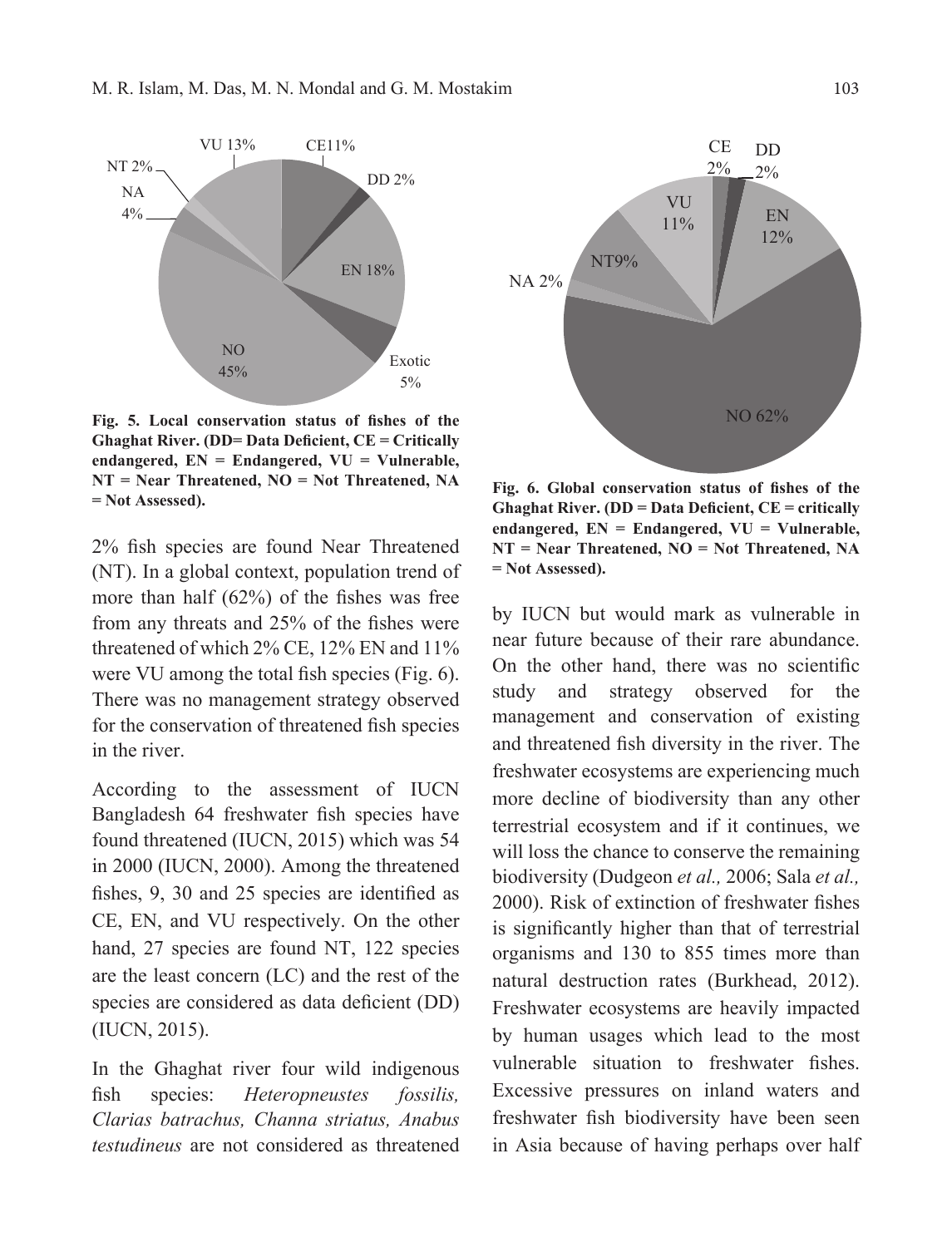Fig. 5. Local conservation status of fishes of the Ghaghat River. (DD= Data Deficient, CE = Critically endangered, EN = Endangered, VU = Vulnerable, NT = Near Threatened, NO = Not Threatened, NA = Not Assessed).

2% fish species are found Near Threatened (NT). In a global context, population trend of more than half (62%) of the fishes was free from any threats and 25% of the fishes were threatened of which 2% CE, 12% EN and 11% were VU among the total fish species (Fig. 6). There was no management strategy observed for the conservation of threatened fish species in the river.

According to the assessment of IUCN Bangladesh 64 freshwater fish species have found threatened (IUCN, 2015) which was 54 in 2000 (IUCN, 2000). Among the threatened fishes, 9, 30 and 25 species are identified as CE, EN, and VU respectively. On the other hand, 27 species are found NT, 122 species are the least concern (LC) and the rest of the species are considered as data deficient (DD) (IUCN, 2015).

In the Ghaghat river four wild indigenous fish species: *Heteropneustes fossilis, Clarias batrachus, Channa striatus, Anabus testudineus* are not considered as threatened by IUCN but would mark as vulnerable in near future because of their rare abundance. On the other hand, there was no scientific study and strategy observed for the management and conservation of existing and threatened fish diversity in the river. The freshwater ecosystems are experiencing much more decline of biodiversity than any other terrestrial ecosystem and if it continues, we will loss the chance to conserve the remaining biodiversity (Dudgeon *et al.,* 2006; Sala *et al.,* 2000). Risk of extinction of freshwater fishes is significantly higher than that of terrestrial organisms and 130 to 855 times more than natural destruction rates (Burkhead, 2012). Freshwater ecosystems are heavily impacted by human usages which lead to the most vulnerable situation to freshwater fishes. Excessive pressures on inland waters and freshwater fish biodiversity have been seen in Asia because of having perhaps over half

Fig. 6. Global conservation status of fishes of the Ghaghat River. (DD = Data Deficient, CE = critically endangered, EN = Endangered, VU = Vulnerable, NT = Near Threatened, NO = Not Threatened, NA = Not Assessed).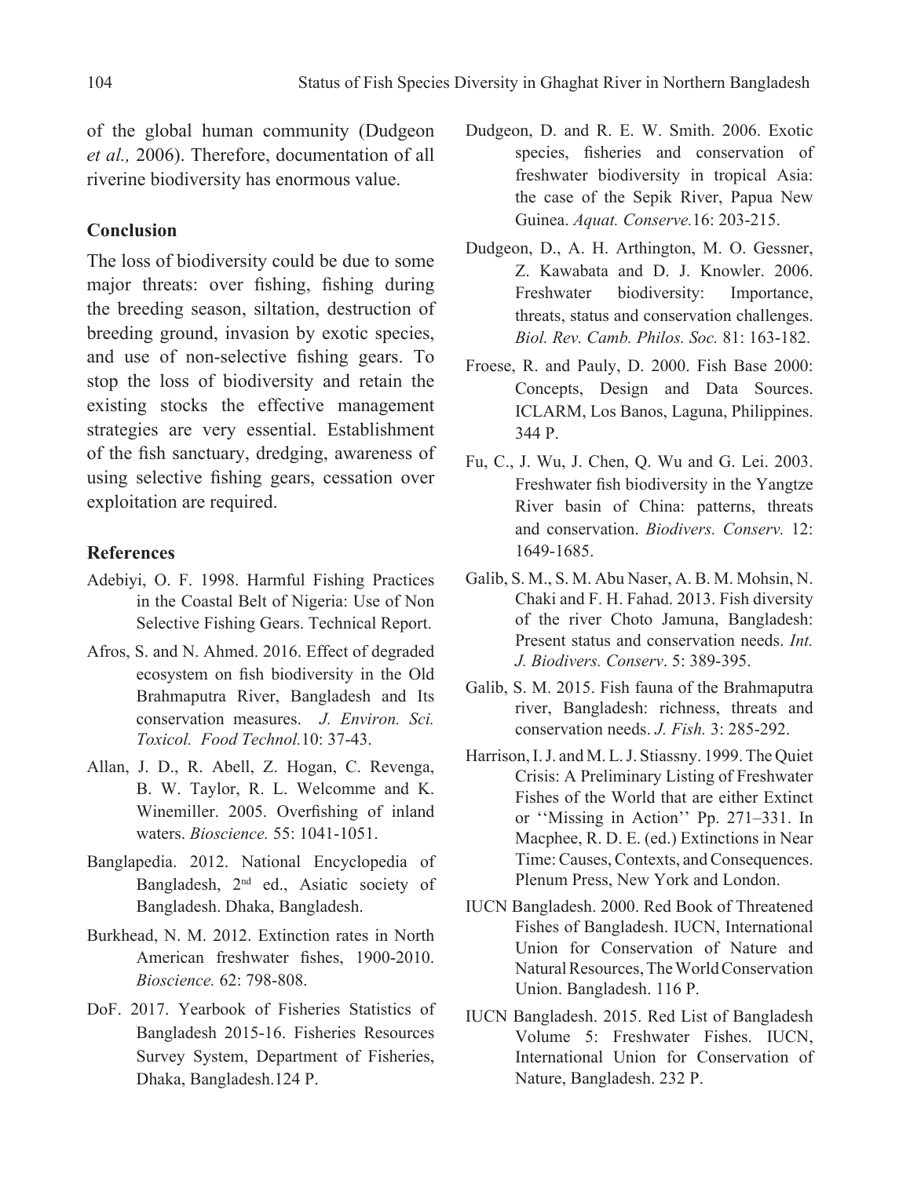of the global human community (Dudgeon *et al.,* 2006). Therefore, documentation of all riverine biodiversity has enormous value.

## Conclusion

The loss of biodiversity could be due to some major threats: over fishing, fishing during the breeding season, siltation, destruction of breeding ground, invasion by exotic species, and use of non-selective fishing gears. To stop the loss of biodiversity and retain the existing stocks the effective management strategies are very essential. Establishment of the fish sanctuary, dredging, awareness of using selective fishing gears, cessation over exploitation are required.

## References

Adebiyi, O. F. 1998. Harmful Fishing Practices in the Coastal Belt of Nigeria: Use of Non Selective Fishing Gears. Technical Report.

Afros, S. and N. Ahmed. 2016. Effect of degraded ecosystem on fish biodiversity in the Old Brahmaputra River, Bangladesh and Its conservation measures. *J. Environ. Sci. Toxicol. Food Technol.*10: 37-43.

Allan, J. D., R. Abell, Z. Hogan, C. Revenga, B. W. Taylor, R. L. Welcomme and K. Winemiller. 2005. Overfishing of inland waters. *Bioscience.* 55: 1041-1051.

Banglapedia. 2012. National Encyclopedia of Bangladesh, 2nd ed., Asiatic society of Bangladesh. Dhaka, Bangladesh.

Burkhead, N. M. 2012. Extinction rates in North American freshwater fishes, 1900-2010. *Bioscience.* 62: 798-808.

DoF. 2017. Yearbook of Fisheries Statistics of Bangladesh 2015-16. Fisheries Resources Survey System, Department of Fisheries, Dhaka, Bangladesh.124 P.

Dudgeon, D. and R. E. W. Smith. 2006. Exotic species, fisheries and conservation of freshwater biodiversity in tropical Asia: the case of the Sepik River, Papua New Guinea. *Aquat. Conserve.*16: 203-215.

Dudgeon, D., A. H. Arthington, M. O. Gessner, Z. Kawabata and D. J. Knowler. 2006. Freshwater biodiversity: Importance, threats, status and conservation challenges. *Biol. Rev. Camb. Philos. Soc.* 81: 163-182.

Froese, R. and Pauly, D. 2000. Fish Base 2000: Concepts, Design and Data Sources. ICLARM, Los Banos, Laguna, Philippines. 344 P.

Fu, C., J. Wu, J. Chen, Q. Wu and G. Lei. 2003. Freshwater fish biodiversity in the Yangtze River basin of China: patterns, threats and conservation. *Biodivers. Conserv.* 12: 1649-1685.

Galib, S. M., S. M. Abu Naser, A. B. M. Mohsin, N. Chaki and F. H. Fahad. 2013. Fish diversity of the river Choto Jamuna, Bangladesh: Present status and conservation needs. *Int. J. Biodivers. Conserv*. 5: 389-395.

Galib, S. M. 2015. Fish fauna of the Brahmaputra river, Bangladesh: richness, threats and conservation needs. *J. Fish.* 3: 285-292.

Harrison, I. J. and M. L. J. Stiassny. 1999. The Quiet Crisis: A Preliminary Listing of Freshwater Fishes of the World that are either Extinct or ''Missing in Action'' Pp. 271–331. In Macphee, R. D. E. (ed.) Extinctions in Near Time: Causes, Contexts, and Consequences. Plenum Press, New York and London.

IUCN Bangladesh. 2000. Red Book of Threatened Fishes of Bangladesh. IUCN, International Union for Conservation of Nature and Natural Resources, The World Conservation Union. Bangladesh. 116 P.

IUCN Bangladesh. 2015. Red List of Bangladesh Volume 5: Freshwater Fishes. IUCN, International Union for Conservation of Nature, Bangladesh. 232 P.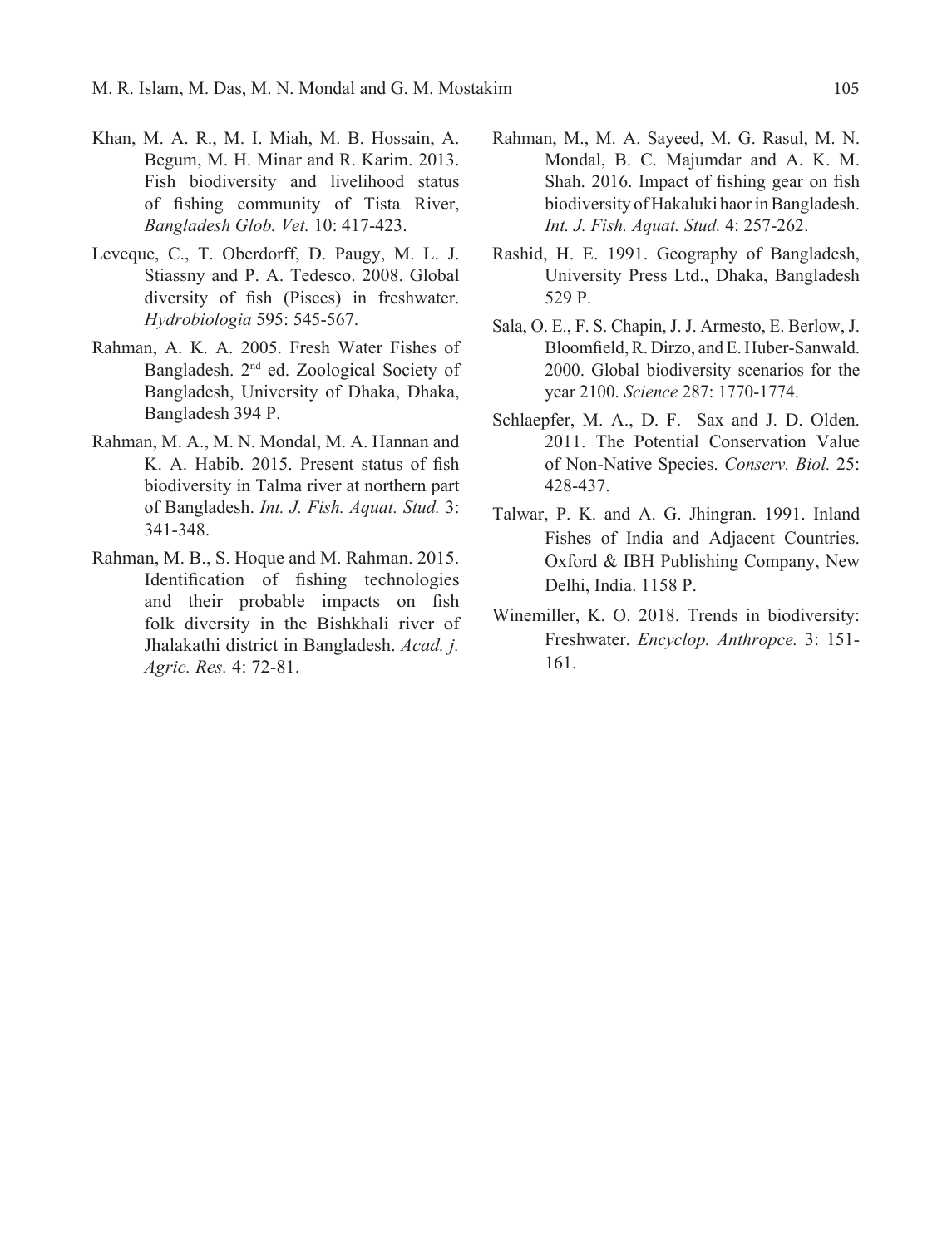Khan, M. A. R., M. I. Miah, M. B. Hossain, A. Begum, M. H. Minar and R. Karim. 2013. Fish biodiversity and livelihood status of fishing community of Tista River, *Bangladesh Glob. Vet.* 10: 417-423.

Leveque, C., T. Oberdorff, D. Paugy, M. L. J. Stiassny and P. A. Tedesco. 2008. Global diversity of fish (Pisces) in freshwater. *Hydrobiologia* 595: 545-567.

Rahman, A. K. A. 2005. Fresh Water Fishes of Bangladesh. 2nd ed. Zoological Society of Bangladesh, University of Dhaka, Dhaka, Bangladesh 394 P.

Rahman, M. A., M. N. Mondal, M. A. Hannan and K. A. Habib. 2015. Present status of fish biodiversity in Talma river at northern part of Bangladesh. *Int. J. Fish. Aquat. Stud.* 3: 341-348.

Rahman, M. B., S. Hoque and M. Rahman. 2015. Identification of fishing technologies and their probable impacts on fish folk diversity in the Bishkhali river of Jhalakathi district in Bangladesh. *Acad. j. Agric. Res.* 4: 72-81.

Rahman, M., M. A. Sayeed, M. G. Rasul, M. N. Mondal, B. C. Majumdar and A. K. M. Shah. 2016. Impact of fishing gear on fish biodiversity of Hakaluki haor in Bangladesh. *Int. J. Fish. Aquat. Stud.* 4: 257-262.

Rashid, H. E. 1991. Geography of Bangladesh, University Press Ltd., Dhaka, Bangladesh 529 P.

Sala, O. E., F. S. Chapin, J. J. Armesto, E. Berlow, J. Bloomfield, R. Dirzo, and E. Huber-Sanwald. 2000. Global biodiversity scenarios for the year 2100. *Science* 287: 1770-1774.

Schlaepfer, M. A., D. F. Sax and J. D. Olden. 2011. The Potential Conservation Value of Non-Native Species. *Conserv. Biol.* 25: 428-437.

Talwar, P. K. and A. G. Jhingran. 1991. Inland Fishes of India and Adjacent Countries. Oxford & IBH Publishing Company, New Delhi, India. 1158 P.

Winemiller, K. O. 2018. Trends in biodiversity: Freshwater. *Encyclop. Anthropce.* 3: 151-161.